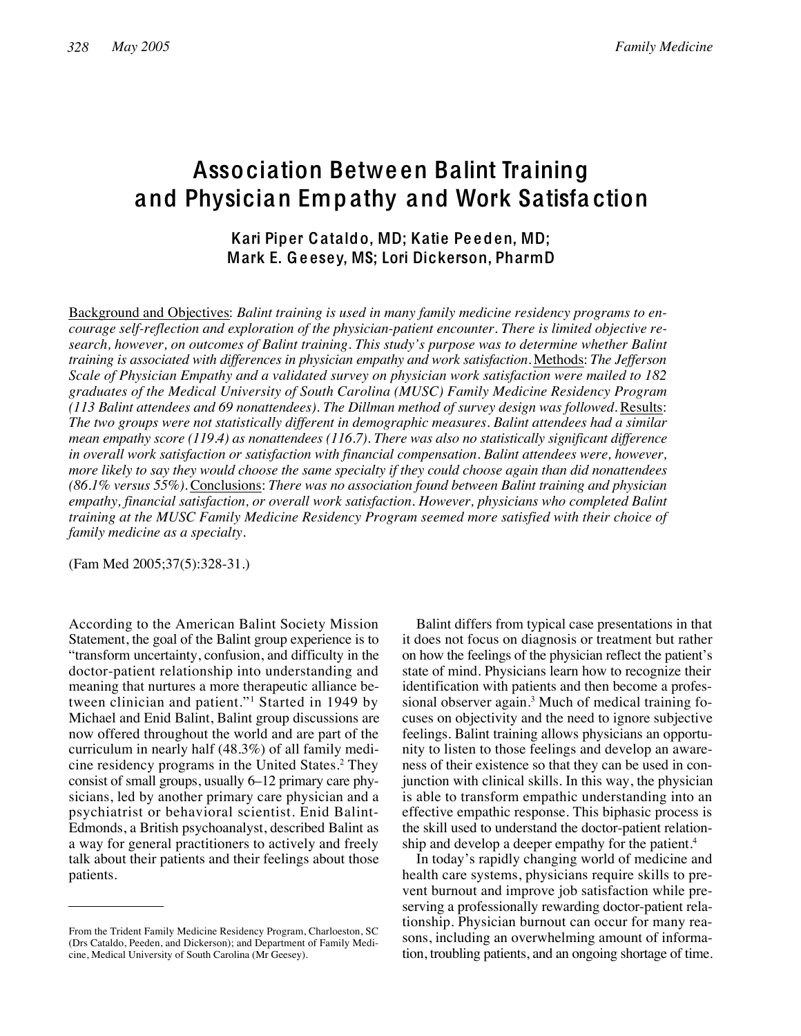# Association Between Balint Training and Physician Empathy and Work Satisfaction

**Kari Piper Cataldo, MD; Katie Peeden, MD; Mark E. Geesey, MS; Lori Dickerson, PharmD**

Background and Objectives: *Balint training is used in many family medicine residency programs to encourage self-reflection and exploration of the physician-patient encounter. There is limited objective research, however, on outcomes of Balint training. This study's purpose was to determine whether Balint training is associated with differences in physician empathy and work satisfaction.* Methods: *The Jefferson Scale of Physician Empathy and a validated survey on physician work satisfaction were mailed to 182 graduates of the Medical University of South Carolina (MUSC) Family Medicine Residency Program (113 Balint attendees and 69 nonattendees). The Dillman method of survey design was followed.* Results: *The two groups were not statistically different in demographic measures. Balint attendees had a similar mean empathy score (119.4) as nonattendees (116.7). There was also no statistically significant difference in overall work satisfaction or satisfaction with financial compensation. Balint attendees were, however, more likely to say they would choose the same specialty if they could choose again than did nonattendees (86.1% versus 55%).* Conclusions: *There was no association found between Balint training and physician empathy, financial satisfaction, or overall work satisfaction. However, physicians who completed Balint training at the MUSC Family Medicine Residency Program seemed more satisfied with their choice of family medicine as a specialty.*

(Fam Med 2005;37(5):328-31.)

According to the American Balint Society Mission Statement, the goal of the Balint group experience is to "transform uncertainty, confusion, and difficulty in the doctor-patient relationship into understanding and meaning that nurtures a more therapeutic alliance between clinician and patient."[1] Started in 1949 by Michael and Enid Balint, Balint group discussions are now offered throughout the world and are part of the curriculum in nearly half (48.3%) of all family medicine residency programs in the United States.[2] They consist of small groups, usually 6–12 primary care physicians, led by another primary care physician and a psychiatrist or behavioral scientist. Enid Balint-Edmonds, a British psychoanalyst, described Balint as a way for general practitioners to actively and freely talk about their patients and their feelings about those patients.

Balint differs from typical case presentations in that it does not focus on diagnosis or treatment but rather on how the feelings of the physician reflect the patient's state of mind. Physicians learn how to recognize their identification with patients and then become a professional observer again.[3] Much of medical training focuses on objectivity and the need to ignore subjective feelings. Balint training allows physicians an opportunity to listen to those feelings and develop an awareness of their existence so that they can be used in conjunction with clinical skills. In this way, the physician is able to transform empathic understanding into an effective empathic response. This biphasic process is the skill used to understand the doctor-patient relationship and develop a deeper empathy for the patient.[4]

In today's rapidly changing world of medicine and health care systems, physicians require skills to prevent burnout and improve job satisfaction while preserving a professionally rewarding doctor-patient relationship. Physician burnout can occur for many reasons, including an overwhelming amount of information, troubling patients, and an ongoing shortage of time.

---

From the Trident Family Medicine Residency Program, Charloeston, SC (Drs Cataldo, Peeden, and Dickerson); and Department of Family Medicine, Medical University of South Carolina (Mr Geesey).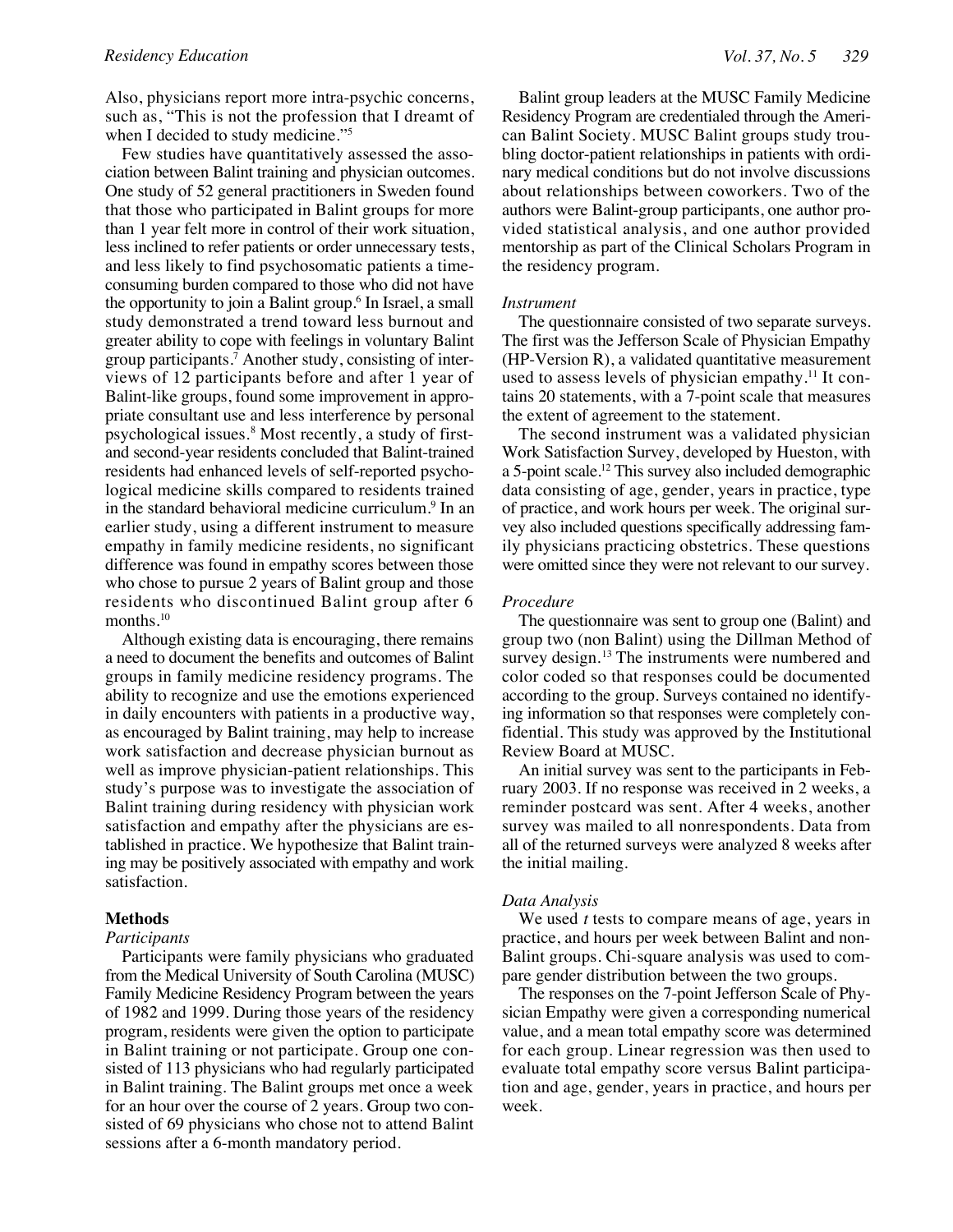Also, physicians report more intra-psychic concerns, such as, "This is not the profession that I dreamt of when I decided to study medicine."[5]

Few studies have quantitatively assessed the association between Balint training and physician outcomes. One study of 52 general practitioners in Sweden found that those who participated in Balint groups for more than 1 year felt more in control of their work situation, less inclined to refer patients or order unnecessary tests, and less likely to find psychosomatic patients a time-consuming burden compared to those who did not have the opportunity to join a Balint group.[6] In Israel, a small study demonstrated a trend toward less burnout and greater ability to cope with feelings in voluntary Balint group participants.[7] Another study, consisting of interviews of 12 participants before and after 1 year of Balint-like groups, found some improvement in appropriate consultant use and less interference by personal psychological issues.[8] Most recently, a study of first- and second-year residents concluded that Balint-trained residents had enhanced levels of self-reported psychological medicine skills compared to residents trained in the standard behavioral medicine curriculum.[9] In an earlier study, using a different instrument to measure empathy in family medicine residents, no significant difference was found in empathy scores between those who chose to pursue 2 years of Balint group and those residents who discontinued Balint group after 6 months.[10]

Although existing data is encouraging, there remains a need to document the benefits and outcomes of Balint groups in family medicine residency programs. The ability to recognize and use the emotions experienced in daily encounters with patients in a productive way, as encouraged by Balint training, may help to increase work satisfaction and decrease physician burnout as well as improve physician-patient relationships. This study's purpose was to investigate the association of Balint training during residency with physician work satisfaction and empathy after the physicians are established in practice. We hypothesize that Balint training may be positively associated with empathy and work satisfaction.

## Methods

### *Participants*

Participants were family physicians who graduated from the Medical University of South Carolina (MUSC) Family Medicine Residency Program between the years of 1982 and 1999. During those years of the residency program, residents were given the option to participate in Balint training or not participate. Group one consisted of 113 physicians who had regularly participated in Balint training. The Balint groups met once a week for an hour over the course of 2 years. Group two consisted of 69 physicians who chose not to attend Balint sessions after a 6-month mandatory period.

Balint group leaders at the MUSC Family Medicine Residency Program are credentialed through the American Balint Society. MUSC Balint groups study troubling doctor-patient relationships in patients with ordinary medical conditions but do not involve discussions about relationships between coworkers. Two of the authors were Balint-group participants, one author provided statistical analysis, and one author provided mentorship as part of the Clinical Scholars Program in the residency program.

### *Instrument*

The questionnaire consisted of two separate surveys. The first was the Jefferson Scale of Physician Empathy (HP-Version R), a validated quantitative measurement used to assess levels of physician empathy.[11] It contains 20 statements, with a 7-point scale that measures the extent of agreement to the statement.

The second instrument was a validated physician Work Satisfaction Survey, developed by Hueston, with a 5-point scale.[12] This survey also included demographic data consisting of age, gender, years in practice, type of practice, and work hours per week. The original survey also included questions specifically addressing family physicians practicing obstetrics. These questions were omitted since they were not relevant to our survey.

### *Procedure*

The questionnaire was sent to group one (Balint) and group two (non Balint) using the Dillman Method of survey design.[13] The instruments were numbered and color coded so that responses could be documented according to the group. Surveys contained no identifying information so that responses were completely confidential. This study was approved by the Institutional Review Board at MUSC.

An initial survey was sent to the participants in February 2003. If no response was received in 2 weeks, a reminder postcard was sent. After 4 weeks, another survey was mailed to all nonrespondents. Data from all of the returned surveys were analyzed 8 weeks after the initial mailing.

### *Data Analysis*

We used *t* tests to compare means of age, years in practice, and hours per week between Balint and non-Balint groups. Chi-square analysis was used to compare gender distribution between the two groups.

The responses on the 7-point Jefferson Scale of Physician Empathy were given a corresponding numerical value, and a mean total empathy score was determined for each group. Linear regression was then used to evaluate total empathy score versus Balint participation and age, gender, years in practice, and hours per week.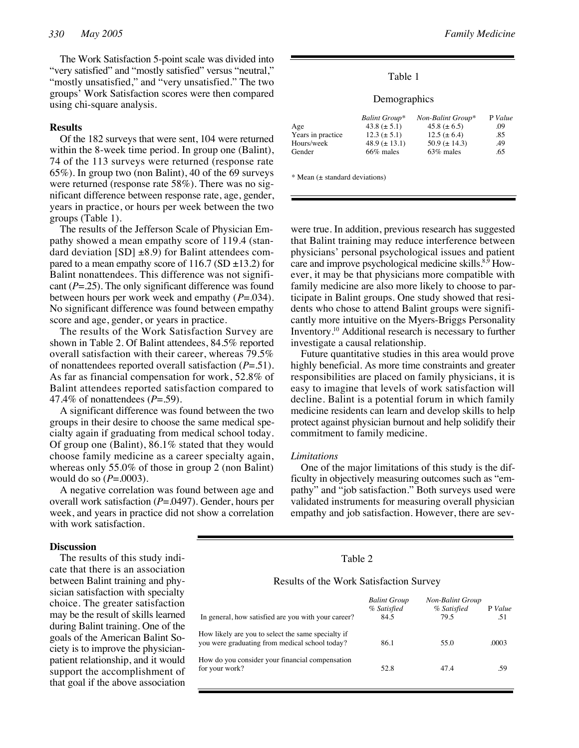The Work Satisfaction 5-point scale was divided into "very satisfied" and "mostly satisfied" versus "neutral," "mostly unsatisfied," and "very unsatisfied." The two groups' Work Satisfaction scores were then compared using chi-square analysis.

### Results

Of the 182 surveys that were sent, 104 were returned within the 8-week time period. In group one (Balint), 74 of the 113 surveys were returned (response rate 65%). In group two (non Balint), 40 of the 69 surveys were returned (response rate 58%). There was no significant difference between response rate, age, gender, years in practice, or hours per week between the two groups (Table 1).

The results of the Jefferson Scale of Physician Empathy showed a mean empathy score of 119.4 (standard deviation [SD] ±8.9) for Balint attendees compared to a mean empathy score of 116.7 (SD ±13.2) for Balint nonattendees. This difference was not significant (*P*=.25). The only significant difference was found between hours per work week and empathy (*P*=.034). No significant difference was found between empathy score and age, gender, or years in practice.

The results of the Work Satisfaction Survey are shown in Table 2. Of Balint attendees, 84.5% reported overall satisfaction with their career, whereas 79.5% of nonattendees reported overall satisfaction (*P*=.51). As far as financial compensation for work, 52.8% of Balint attendees reported satisfaction compared to 47.4% of nonattendees (*P*=.59).

A significant difference was found between the two groups in their desire to choose the same medical specialty again if graduating from medical school today. Of group one (Balint), 86.1% stated that they would choose family medicine as a career specialty again, whereas only 55.0% of those in group 2 (non Balint) would do so (*P*=.0003).

A negative correlation was found between age and overall work satisfaction (*P*=.0497). Gender, hours per week, and years in practice did not show a correlation with work satisfaction.

Table 1

Demographics

| | *Balint Group** | *Non-Balint Group** | P *Value* |
|---|---|---|---|
| Age | 43.8 (± 5.1) | 45.8 (± 6.5) | .09 |
| Years in practice | 12.3 (± 5.1) | 12.5 (± 6.4) | .85 |
| Hours/week | 48.9 (± 13.1) | 50.9 (± 14.3) | .49 |
| Gender | 66% males | 63% males | .65 |

* Mean (± standard deviations)

### Discussion

The results of this study indicate that there is an association between Balint training and physician satisfaction with specialty choice. The greater satisfaction may be the result of skills learned during Balint training. One of the goals of the American Balint Society is to improve the physician-patient relationship, and it would support the accomplishment of that goal if the above association were true. In addition, previous research has suggested that Balint training may reduce interference between physicians' personal psychological issues and patient care and improve psychological medicine skills.[8,9] However, it may be that physicians more compatible with family medicine are also more likely to choose to participate in Balint groups. One study showed that residents who chose to attend Balint groups were significantly more intuitive on the Myers-Briggs Personality Inventory.[10] Additional research is necessary to further investigate a causal relationship.

Future quantitative studies in this area would prove highly beneficial. As more time constraints and greater responsibilities are placed on family physicians, it is easy to imagine that levels of work satisfaction will decline. Balint is a potential forum in which family medicine residents can learn and develop skills to help protect against physician burnout and help solidify their commitment to family medicine.

*Limitations*

One of the major limitations of this study is the difficulty in objectively measuring outcomes such as "empathy" and "job satisfaction." Both surveys used were validated instruments for measuring overall physician empathy and job satisfaction. However, there are sev-

Table 2

Results of the Work Satisfaction Survey

| | *Balint Group % Satisfied* | *Non-Balint Group % Satisfied* | P *Value* |
|---|---|---|---|
| In general, how satisfied are you with your career? | 84.5 | 79.5 | .51 |
| How likely are you to select the same specialty if you were graduating from medical school today? | 86.1 | 55.0 | .0003 |
| How do you consider your financial compensation for your work? | 52.8 | 47.4 | .59 |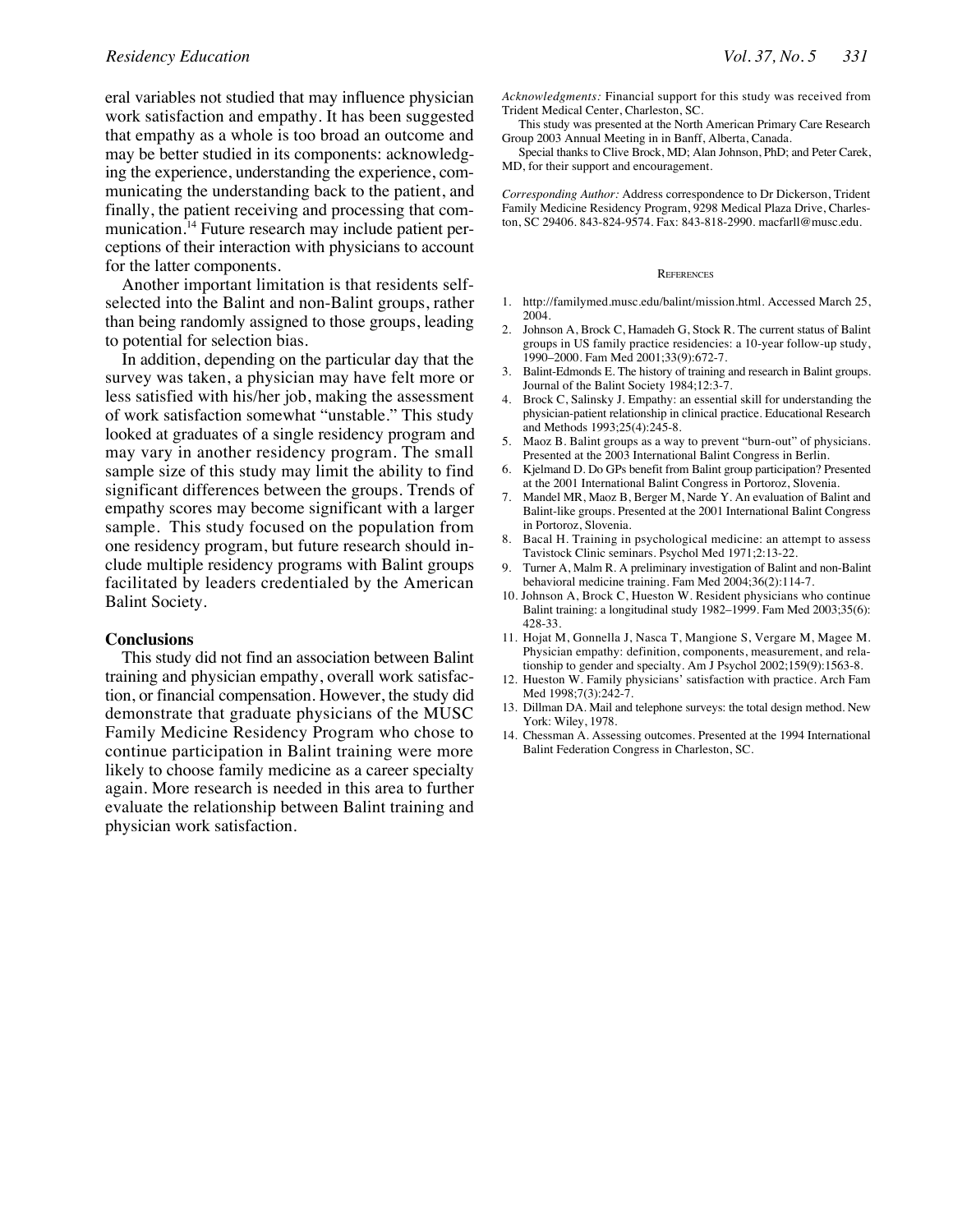eral variables not studied that may influence physician work satisfaction and empathy. It has been suggested that empathy as a whole is too broad an outcome and may be better studied in its components: acknowledging the experience, understanding the experience, communicating the understanding back to the patient, and finally, the patient receiving and processing that communication.[14] Future research may include patient perceptions of their interaction with physicians to account for the latter components.

Another important limitation is that residents self-selected into the Balint and non-Balint groups, rather than being randomly assigned to those groups, leading to potential for selection bias.

In addition, depending on the particular day that the survey was taken, a physician may have felt more or less satisfied with his/her job, making the assessment of work satisfaction somewhat "unstable." This study looked at graduates of a single residency program and may vary in another residency program. The small sample size of this study may limit the ability to find significant differences between the groups. Trends of empathy scores may become significant with a larger sample. This study focused on the population from one residency program, but future research should include multiple residency programs with Balint groups facilitated by leaders credentialed by the American Balint Society.

## Conclusions

This study did not find an association between Balint training and physician empathy, overall work satisfaction, or financial compensation. However, the study did demonstrate that graduate physicians of the MUSC Family Medicine Residency Program who chose to continue participation in Balint training were more likely to choose family medicine as a career specialty again. More research is needed in this area to further evaluate the relationship between Balint training and physician work satisfaction.

*Acknowledgments:* Financial support for this study was received from Trident Medical Center, Charleston, SC.

This study was presented at the North American Primary Care Research Group 2003 Annual Meeting in in Banff, Alberta, Canada.

Special thanks to Clive Brock, MD; Alan Johnson, PhD; and Peter Carek, MD, for their support and encouragement.

*Corresponding Author:* Address correspondence to Dr Dickerson, Trident Family Medicine Residency Program, 9298 Medical Plaza Drive, Charleston, SC 29406. 843-824-9574. Fax: 843-818-2990. macfarll@musc.edu.

## References

1. http://familymed.musc.edu/balint/mission.html. Accessed March 25, 2004.
2. Johnson A, Brock C, Hamadeh G, Stock R. The current status of Balint groups in US family practice residencies: a 10-year follow-up study, 1990–2000. Fam Med 2001;33(9):672-7.
3. Balint-Edmonds E. The history of training and research in Balint groups. Journal of the Balint Society 1984;12:3-7.
4. Brock C, Salinsky J. Empathy: an essential skill for understanding the physician-patient relationship in clinical practice. Educational Research and Methods 1993;25(4):245-8.
5. Maoz B. Balint groups as a way to prevent "burn-out" of physicians. Presented at the 2003 International Balint Congress in Berlin.
6. Kjelmand D. Do GPs benefit from Balint group participation? Presented at the 2001 International Balint Congress in Portoroz, Slovenia.
7. Mandel MR, Maoz B, Berger M, Narde Y. An evaluation of Balint and Balint-like groups. Presented at the 2001 International Balint Congress in Portoroz, Slovenia.
8. Bacal H. Training in psychological medicine: an attempt to assess Tavistock Clinic seminars. Psychol Med 1971;2:13-22.
9. Turner A, Malm R. A preliminary investigation of Balint and non-Balint behavioral medicine training. Fam Med 2004;36(2):114-7.
10. Johnson A, Brock C, Hueston W. Resident physicians who continue Balint training: a longitudinal study 1982–1999. Fam Med 2003;35(6): 428-33.
11. Hojat M, Gonnella J, Nasca T, Mangione S, Vergare M, Magee M. Physician empathy: definition, components, measurement, and relationship to gender and specialty. Am J Psychol 2002;159(9):1563-8.
12. Hueston W. Family physicians' satisfaction with practice. Arch Fam Med 1998;7(3):242-7.
13. Dillman DA. Mail and telephone surveys: the total design method. New York: Wiley, 1978.
14. Chessman A. Assessing outcomes. Presented at the 1994 International Balint Federation Congress in Charleston, SC.